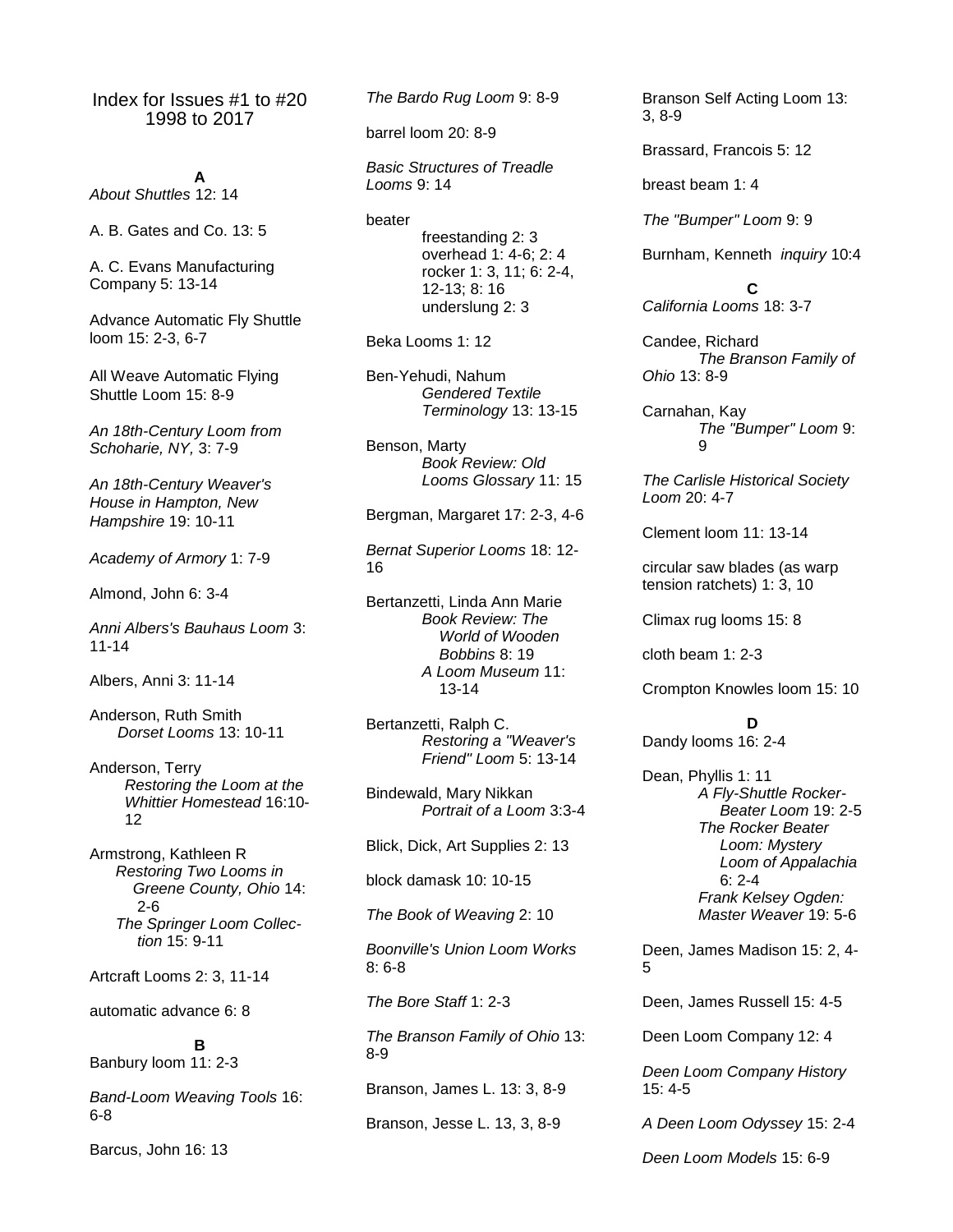# Index for Issues #1 to #20
## 1998 to 2017

### A

*About Shuttles* 12: 14

A. B. Gates and Co. 13: 5

A. C. Evans Manufacturing Company 5: 13-14

Advance Automatic Fly Shuttle loom 15: 2-3, 6-7

All Weave Automatic Flying Shuttle Loom 15: 8-9

*An 18th-Century Loom from Schoharie, NY,* 3: 7-9

*An 18th-Century Weaver's House in Hampton, New Hampshire* 19: 10-11

*Academy of Armory* 1: 7-9

Almond, John 6: 3-4

*Anni Albers's Bauhaus Loom* 3: 11-14

Albers, Anni 3: 11-14

Anderson, Ruth Smith
- *Dorset Looms* 13: 10-11

Anderson, Terry
- *Restoring the Loom at the Whittier Homestead* 16:10-12

Armstrong, Kathleen R
- *Restoring Two Looms in Greene County, Ohio* 14: 2-6
- *The Springer Loom Collection* 15: 9-11

Artcraft Looms 2: 3, 11-14

automatic advance 6: 8

### B

Banbury loom 11: 2-3

*Band-Loom Weaving Tools* 16: 6-8

Barcus, John 16: 13

*The Bardo Rug Loom* 9: 8-9

barrel loom 20: 8-9

*Basic Structures of Treadle Looms* 9: 14

beater
- freestanding 2: 3
- overhead 1: 4-6; 2: 4
- rocker 1: 3, 11; 6: 2-4, 12-13; 8: 16
- underslung 2: 3

Beka Looms 1: 12

Ben-Yehudi, Nahum
- *Gendered Textile Terminology* 13: 13-15

Benson, Marty
- *Book Review: Old Looms Glossary* 11: 15

Bergman, Margaret 17: 2-3, 4-6

*Bernat Superior Looms* 18: 12-16

Bertanzetti, Linda Ann Marie
- *Book Review: The World of Wooden Bobbins* 8: 19
- *A Loom Museum* 11: 13-14

Bertanzetti, Ralph C.
- *Restoring a "Weaver's Friend" Loom* 5: 13-14

Bindewald, Mary Nikkan
- *Portrait of a Loom* 3:3-4

Blick, Dick, Art Supplies 2: 13

block damask 10: 10-15

*The Book of Weaving* 2: 10

*Boonville's Union Loom Works* 8: 6-8

*The Bore Staff* 1: 2-3

*The Branson Family of Ohio* 13: 8-9

Branson, James L. 13: 3, 8-9

Branson, Jesse L. 13, 3, 8-9

Branson Self Acting Loom 13: 3, 8-9

Brassard, Francois 5: 12

breast beam 1: 4

*The "Bumper" Loom* 9: 9

Burnham, Kenneth *inquiry* 10:4

### C

*California Looms* 18: 3-7

Candee, Richard
- *The Branson Family of Ohio* 13: 8-9

Carnahan, Kay
- *The "Bumper" Loom* 9: 9

*The Carlisle Historical Society Loom* 20: 4-7

Clement loom 11: 13-14

circular saw blades (as warp tension ratchets) 1: 3, 10

Climax rug looms 15: 8

cloth beam 1: 2-3

Crompton Knowles loom 15: 10

### D

Dandy looms 16: 2-4

Dean, Phyllis 1: 11
- *A Fly-Shuttle Rocker-Beater Loom* 19: 2-5
- *The Rocker Beater Loom: Mystery Loom of Appalachia* 6: 2-4
- *Frank Kelsey Ogden: Master Weaver* 19: 5-6

Deen, James Madison 15: 2, 4-5

Deen, James Russell 15: 4-5

Deen Loom Company 12: 4

*Deen Loom Company History* 15: 4-5

*A Deen Loom Odyssey* 15: 2-4

*Deen Loom Models* 15: 6-9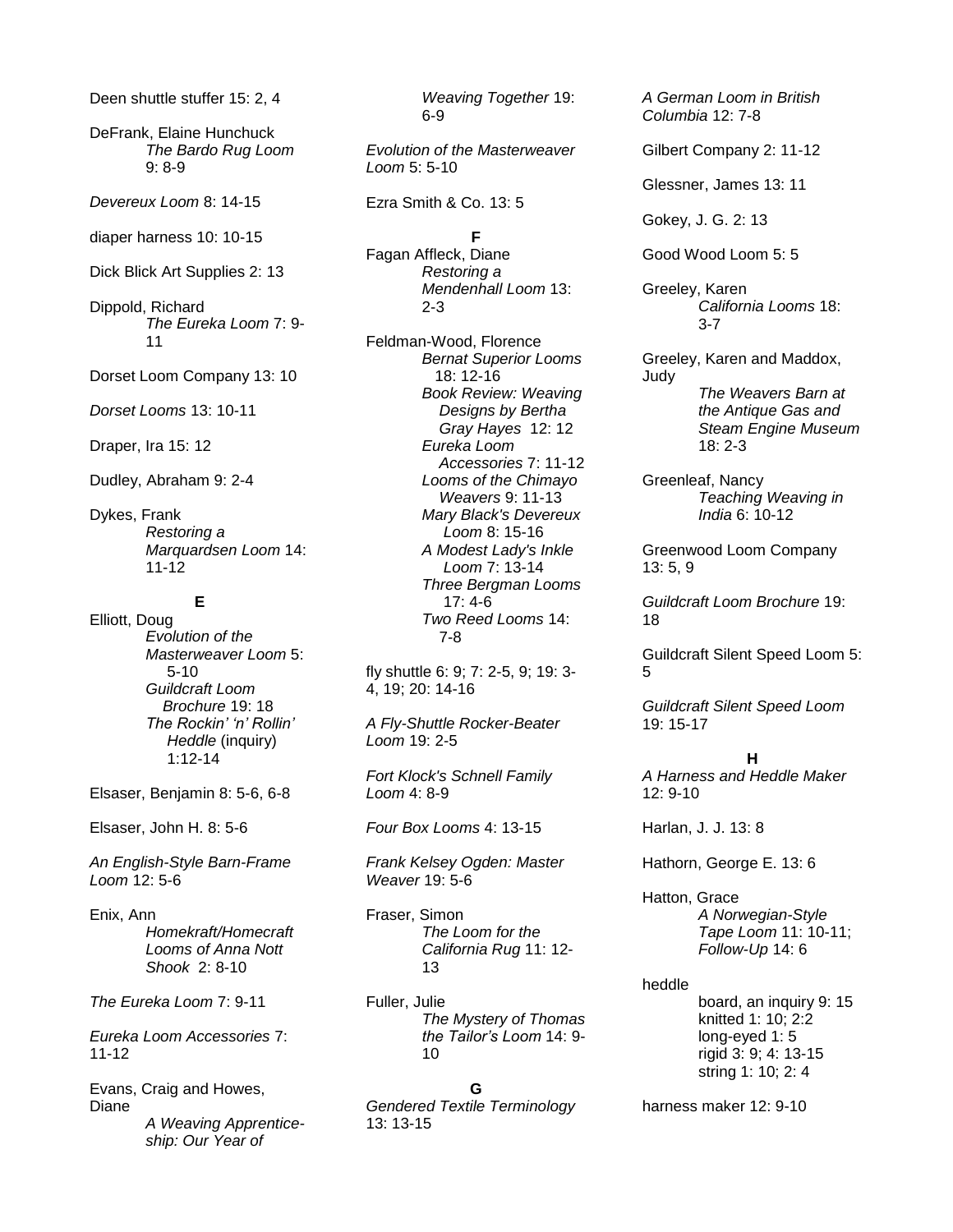Deen shuttle stuffer 15: 2, 4

DeFrank, Elaine Hunchuck
*The Bardo Rug Loom* 9: 8-9

*Devereux Loom* 8: 14-15

diaper harness 10: 10-15

Dick Blick Art Supplies 2: 13

Dippold, Richard
*The Eureka Loom* 7: 9-11

Dorset Loom Company 13: 10

*Dorset Looms* 13: 10-11

Draper, Ira 15: 12

Dudley, Abraham 9: 2-4

Dykes, Frank
*Restoring a Marquardsen Loom* 14: 11-12

**E**

Elliott, Doug
*Evolution of the Masterweaver Loom* 5: 5-10
*Guildcraft Loom Brochure* 19: 18
*The Rockin' 'n' Rollin' Heddle* (inquiry) 1:12-14

Elsaser, Benjamin 8: 5-6, 6-8

Elsaser, John H. 8: 5-6

*An English-Style Barn-Frame Loom* 12: 5-6

Enix, Ann
*Homekraft/Homecraft Looms of Anna Nott Shook* 2: 8-10

*The Eureka Loom* 7: 9-11

*Eureka Loom Accessories* 7: 11-12

Evans, Craig and Howes, Diane
*A Weaving Apprenticeship: Our Year of Weaving Together* 19: 6-9

*Evolution of the Masterweaver Loom* 5: 5-10

Ezra Smith & Co. 13: 5

**F**

Fagan Affleck, Diane
*Restoring a Mendenhall Loom* 13: 2-3

Feldman-Wood, Florence
*Bernat Superior Looms* 18: 12-16
*Book Review: Weaving Designs by Bertha Gray Hayes* 12: 12
*Eureka Loom Accessories* 7: 11-12
*Looms of the Chimayo Weavers* 9: 11-13
*Mary Black's Devereux Loom* 8: 15-16
*A Modest Lady's Inkle Loom* 7: 13-14
*Three Bergman Looms* 17: 4-6
*Two Reed Looms* 14: 7-8

fly shuttle 6: 9; 7: 2-5, 9; 19: 3-4, 19; 20: 14-16

*A Fly-Shuttle Rocker-Beater Loom* 19: 2-5

*Fort Klock's Schnell Family Loom* 4: 8-9

*Four Box Looms* 4: 13-15

*Frank Kelsey Ogden: Master Weaver* 19: 5-6

Fraser, Simon
*The Loom for the California Rug* 11: 12-13

Fuller, Julie
*The Mystery of Thomas the Tailor's Loom* 14: 9-10

**G**

*Gendered Textile Terminology* 13: 13-15

*A German Loom in British Columbia* 12: 7-8

Gilbert Company 2: 11-12

Glessner, James 13: 11

Gokey, J. G. 2: 13

Good Wood Loom 5: 5

Greeley, Karen
*California Looms* 18: 3-7

Greeley, Karen and Maddox, Judy
*The Weavers Barn at the Antique Gas and Steam Engine Museum* 18: 2-3

Greenleaf, Nancy
*Teaching Weaving in India* 6: 10-12

Greenwood Loom Company 13: 5, 9

*Guildcraft Loom Brochure* 19: 18

Guildcraft Silent Speed Loom 5: 5

*Guildcraft Silent Speed Loom* 19: 15-17

**H**

*A Harness and Heddle Maker* 12: 9-10

Harlan, J. J. 13: 8

Hathorn, George E. 13: 6

Hatton, Grace
*A Norwegian-Style Tape Loom* 11: 10-11; *Follow-Up* 14: 6

heddle
board, an inquiry 9: 15
knitted 1: 10; 2:2
long-eyed 1: 5
rigid 3: 9; 4: 13-15
string 1: 10; 2: 4

harness maker 12: 9-10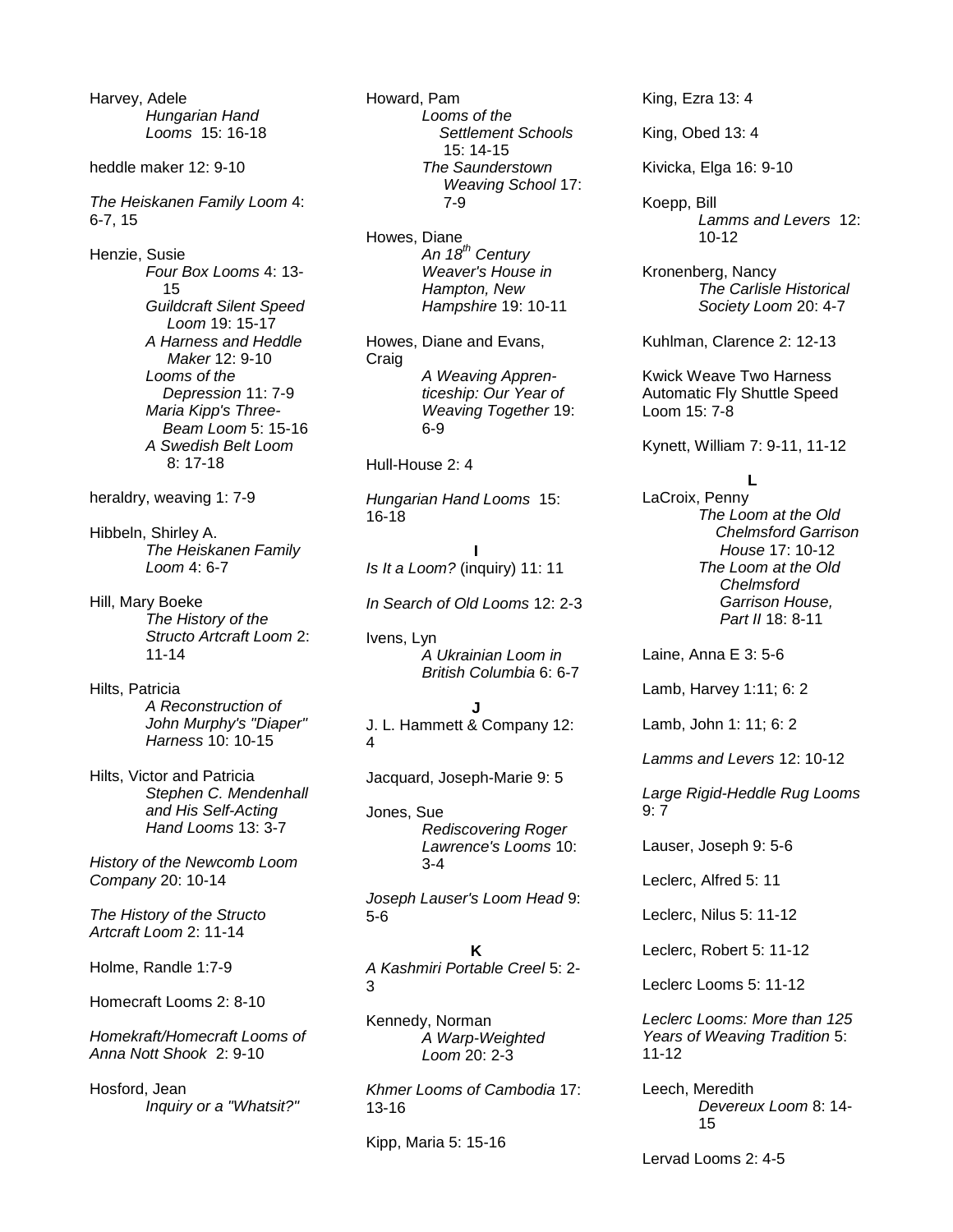Harvey, Adele
*Hungarian Hand Looms* 15: 16-18

heddle maker 12: 9-10

*The Heiskanen Family Loom* 4: 6-7, 15

Henzie, Susie
*Four Box Looms* 4: 13-15
*Guildcraft Silent Speed Loom* 19: 15-17
*A Harness and Heddle Maker* 12: 9-10
*Looms of the Depression* 11: 7-9
*Maria Kipp's Three-Beam Loom* 5: 15-16
*A Swedish Belt Loom* 8: 17-18

heraldry, weaving 1: 7-9

Hibbeln, Shirley A.
*The Heiskanen Family Loom* 4: 6-7

Hill, Mary Boeke
*The History of the Structo Artcraft Loom* 2: 11-14

Hilts, Patricia
*A Reconstruction of John Murphy's "Diaper" Harness* 10: 10-15

Hilts, Victor and Patricia
*Stephen C. Mendenhall and His Self-Acting Hand Looms* 13: 3-7

*History of the Newcomb Loom Company* 20: 10-14

*The History of the Structo Artcraft Loom* 2: 11-14

Holme, Randle 1:7-9

Homecraft Looms 2: 8-10

*Homekraft/Homecraft Looms of Anna Nott Shook* 2: 9-10

Hosford, Jean
*Inquiry or a "Whatsit?"*

Howard, Pam
*Looms of the Settlement Schools* 15: 14-15
*The Saunderstown Weaving School* 17: 7-9

Howes, Diane
*An 18th Century Weaver's House in Hampton, New Hampshire* 19: 10-11

Howes, Diane and Evans, Craig
*A Weaving Apprenticeship: Our Year of Weaving Together* 19: 6-9

Hull-House 2: 4

*Hungarian Hand Looms* 15: 16-18

**I**

*Is It a Loom?* (inquiry) 11: 11

*In Search of Old Looms* 12: 2-3

Ivens, Lyn
*A Ukrainian Loom in British Columbia* 6: 6-7

**J**

J. L. Hammett & Company 12: 4

Jacquard, Joseph-Marie 9: 5

Jones, Sue
*Rediscovering Roger Lawrence's Looms* 10: 3-4

*Joseph Lauser's Loom Head* 9: 5-6

**K**

*A Kashmiri Portable Creel* 5: 2-3

Kennedy, Norman
*A Warp-Weighted Loom* 20: 2-3

*Khmer Looms of Cambodia* 17: 13-16

Kipp, Maria 5: 15-16

King, Ezra 13: 4

King, Obed 13: 4

Kivicka, Elga 16: 9-10

Koepp, Bill
*Lamms and Levers* 12: 10-12

Kronenberg, Nancy
*The Carlisle Historical Society Loom* 20: 4-7

Kuhlman, Clarence 2: 12-13

Kwick Weave Two Harness Automatic Fly Shuttle Speed Loom 15: 7-8

Kynett, William 7: 9-11, 11-12

**L**

LaCroix, Penny
*The Loom at the Old Chelmsford Garrison House* 17: 10-12
*The Loom at the Old Chelmsford Garrison House, Part II* 18: 8-11

Laine, Anna E 3: 5-6

Lamb, Harvey 1:11; 6: 2

Lamb, John 1: 11; 6: 2

*Lamms and Levers* 12: 10-12

*Large Rigid-Heddle Rug Looms* 9: 7

Lauser, Joseph 9: 5-6

Leclerc, Alfred 5: 11

Leclerc, Nilus 5: 11-12

Leclerc, Robert 5: 11-12

Leclerc Looms 5: 11-12

*Leclerc Looms: More than 125 Years of Weaving Tradition* 5: 11-12

Leech, Meredith
*Devereux Loom* 8: 14-15

Lervad Looms 2: 4-5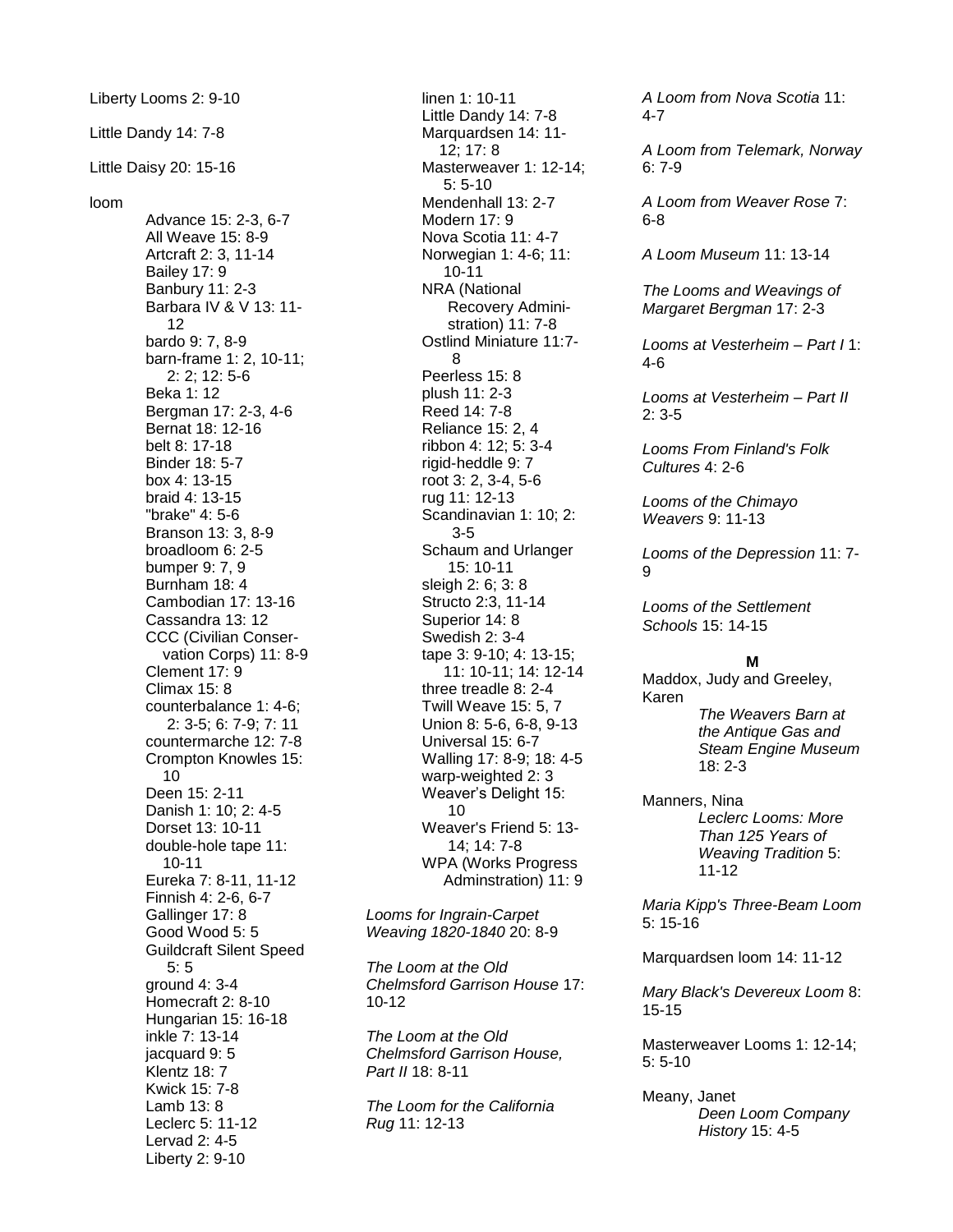Liberty Looms 2: 9-10

Little Dandy 14: 7-8

Little Daisy 20: 15-16

loom

- Advance 15: 2-3, 6-7
- All Weave 15: 8-9
- Artcraft 2: 3, 11-14
- Bailey 17: 9
- Banbury 11: 2-3
- Barbara IV & V 13: 11-12
- bardo 9: 7, 8-9
- barn-frame 1: 2, 10-11; 2: 2; 12: 5-6
- Beka 1: 12
- Bergman 17: 2-3, 4-6
- Bernat 18: 12-16
- belt 8: 17-18
- Binder 18: 5-7
- box 4: 13-15
- braid 4: 13-15
- "brake" 4: 5-6
- Branson 13: 3, 8-9
- broadloom 6: 2-5
- bumper 9: 7, 9
- Burnham 18: 4
- Cambodian 17: 13-16
- Cassandra 13: 12
- CCC (Civilian Conservation Corps) 11: 8-9
- Clement 17: 9
- Climax 15: 8
- counterbalance 1: 4-6; 2: 3-5; 6: 7-9; 7: 11
- countermarche 12: 7-8
- Crompton Knowles 15: 10
- Deen 15: 2-11
- Danish 1: 10; 2: 4-5
- Dorset 13: 10-11
- double-hole tape 11: 10-11
- Eureka 7: 8-11, 11-12
- Finnish 4: 2-6, 6-7
- Gallinger 17: 8
- Good Wood 5: 5
- Guildcraft Silent Speed 5: 5
- ground 4: 3-4
- Homecraft 2: 8-10
- Hungarian 15: 16-18
- inkle 7: 13-14
- jacquard 9: 5
- Klentz 18: 7
- Kwick 15: 7-8
- Lamb 13: 8
- Leclerc 5: 11-12
- Lervad 2: 4-5
- Liberty 2: 9-10
- linen 1: 10-11
- Little Dandy 14: 7-8
- Marquardsen 14: 11-12; 17: 8
- Masterweaver 1: 12-14; 5: 5-10
- Mendenhall 13: 2-7
- Modern 17: 9
- Nova Scotia 11: 4-7
- Norwegian 1: 4-6; 11: 10-11
- NRA (National Recovery Administration) 11: 7-8
- Ostlind Miniature 11:7-8
- Peerless 15: 8
- plush 11: 2-3
- Reed 14: 7-8
- Reliance 15: 2, 4
- ribbon 4: 12; 5: 3-4
- rigid-heddle 9: 7
- root 3: 2, 3-4, 5-6
- rug 11: 12-13
- Scandinavian 1: 10; 2: 3-5
- Schaum and Urlanger 15: 10-11
- sleigh 2: 6; 3: 8
- Structo 2:3, 11-14
- Superior 14: 8
- Swedish 2: 3-4
- tape 3: 9-10; 4: 13-15; 11: 10-11; 14: 12-14
- three treadle 8: 2-4
- Twill Weave 15: 5, 7
- Union 8: 5-6, 6-8, 9-13
- Universal 15: 6-7
- Walling 17: 8-9; 18: 4-5
- warp-weighted 2: 3
- Weaver's Delight 15: 10
- Weaver's Friend 5: 13-14; 14: 7-8
- WPA (Works Progress Adminstration) 11: 9

*Looms for Ingrain-Carpet Weaving 1820-1840* 20: 8-9

*The Loom at the Old Chelmsford Garrison House* 17: 10-12

*The Loom at the Old Chelmsford Garrison House, Part II* 18: 8-11

*The Loom for the California Rug* 11: 12-13

*A Loom from Nova Scotia* 11: 4-7

*A Loom from Telemark, Norway* 6: 7-9

*A Loom from Weaver Rose* 7: 6-8

*A Loom Museum* 11: 13-14

*The Looms and Weavings of Margaret Bergman* 17: 2-3

*Looms at Vesterheim – Part I* 1: 4-6

*Looms at Vesterheim – Part II* 2: 3-5

*Looms From Finland's Folk Cultures* 4: 2-6

*Looms of the Chimayo Weavers* 9: 11-13

*Looms of the Depression* 11: 7-9

*Looms of the Settlement Schools* 15: 14-15

## M

Maddox, Judy and Greeley, Karen

- *The Weavers Barn at the Antique Gas and Steam Engine Museum* 18: 2-3

Manners, Nina

- *Leclerc Looms: More Than 125 Years of Weaving Tradition* 5: 11-12

*Maria Kipp's Three-Beam Loom* 5: 15-16

Marquardsen loom 14: 11-12

*Mary Black's Devereux Loom* 8: 15-15

Masterweaver Looms 1: 12-14; 5: 5-10

Meany, Janet

- *Deen Loom Company History* 15: 4-5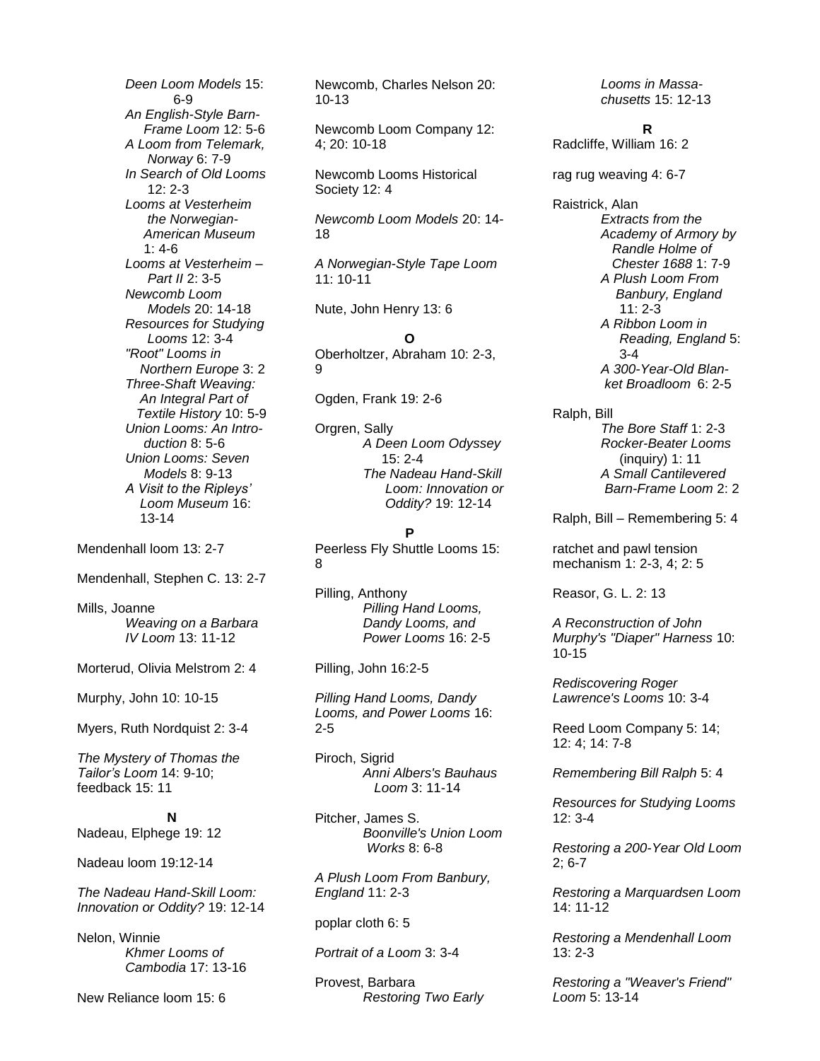*Deen Loom Models* 15: 6-9
*An English-Style Barn-Frame Loom* 12: 5-6
*A Loom from Telemark, Norway* 6: 7-9
*In Search of Old Looms* 12: 2-3
*Looms at Vesterheim the Norwegian-American Museum* 1: 4-6
*Looms at Vesterheim – Part II* 2: 3-5
*Newcomb Loom Models* 20: 14-18
*Resources for Studying Looms* 12: 3-4
*"Root" Looms in Northern Europe* 3: 2
*Three-Shaft Weaving: An Integral Part of Textile History* 10: 5-9
*Union Looms: An Introduction* 8: 5-6
*Union Looms: Seven Models* 8: 9-13
*A Visit to the Ripleys' Loom Museum* 16: 13-14

Mendenhall loom 13: 2-7

Mendenhall, Stephen C. 13: 2-7

Mills, Joanne
*Weaving on a Barbara IV Loom* 13: 11-12

Morterud, Olivia Melstrom 2: 4

Murphy, John 10: 10-15

Myers, Ruth Nordquist 2: 3-4

*The Mystery of Thomas the Tailor's Loom* 14: 9-10; feedback 15: 11

**N**

Nadeau, Elphege 19: 12

Nadeau loom 19:12-14

*The Nadeau Hand-Skill Loom: Innovation or Oddity?* 19: 12-14

Nelon, Winnie
*Khmer Looms of Cambodia* 17: 13-16

New Reliance loom 15: 6

Newcomb, Charles Nelson 20: 10-13

Newcomb Loom Company 12: 4; 20: 10-18

Newcomb Looms Historical Society 12: 4

*Newcomb Loom Models* 20: 14-18

*A Norwegian-Style Tape Loom* 11: 10-11

Nute, John Henry 13: 6

**O**

Oberholtzer, Abraham 10: 2-3, 9

Ogden, Frank 19: 2-6

Orgren, Sally
*A Deen Loom Odyssey* 15: 2-4
*The Nadeau Hand-Skill Loom: Innovation or Oddity?* 19: 12-14

**P**

Peerless Fly Shuttle Looms 15: 8

Pilling, Anthony
*Pilling Hand Looms, Dandy Looms, and Power Looms* 16: 2-5

Pilling, John 16:2-5

*Pilling Hand Looms, Dandy Looms, and Power Looms* 16: 2-5

Piroch, Sigrid
*Anni Albers's Bauhaus Loom* 3: 11-14

Pitcher, James S.
*Boonville's Union Loom Works* 8: 6-8

*A Plush Loom From Banbury, England* 11: 2-3

poplar cloth 6: 5

*Portrait of a Loom* 3: 3-4

Provest, Barbara
*Restoring Two Early Looms in Massachusetts* 15: 12-13

**R**

Radcliffe, William 16: 2

rag rug weaving 4: 6-7

Raistrick, Alan
*Extracts from the Academy of Armory by Randle Holme of Chester 1688* 1: 7-9
*A Plush Loom From Banbury, England* 11: 2-3
*A Ribbon Loom in Reading, England* 5: 3-4
*A 300-Year-Old Blanket Broadloom* 6: 2-5

Ralph, Bill
*The Bore Staff* 1: 2-3
*Rocker-Beater Looms* (inquiry) 1: 11
*A Small Cantilevered Barn-Frame Loom* 2: 2

Ralph, Bill – Remembering 5: 4

ratchet and pawl tension mechanism 1: 2-3, 4; 2: 5

Reasor, G. L. 2: 13

*A Reconstruction of John Murphy's "Diaper" Harness* 10: 10-15

*Rediscovering Roger Lawrence's Looms* 10: 3-4

Reed Loom Company 5: 14; 12: 4; 14: 7-8

*Remembering Bill Ralph* 5: 4

*Resources for Studying Looms* 12: 3-4

*Restoring a 200-Year Old Loom* 2; 6-7

*Restoring a Marquardsen Loom* 14: 11-12

*Restoring a Mendenhall Loom* 13: 2-3

*Restoring a "Weaver's Friend" Loom* 5: 13-14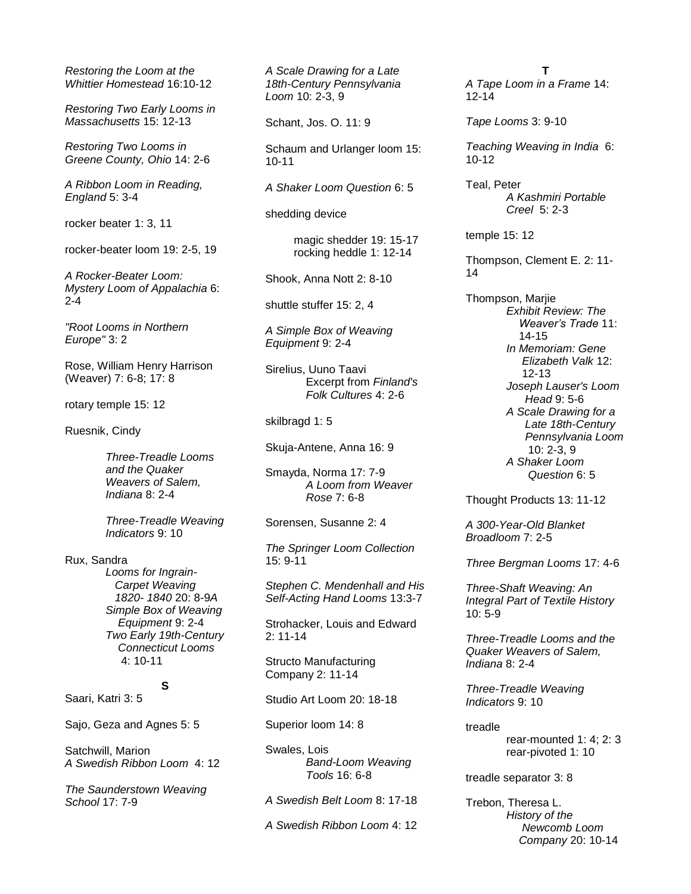*Restoring the Loom at the Whittier Homestead* 16:10-12

*Restoring Two Early Looms in Massachusetts* 15: 12-13

*Restoring Two Looms in Greene County, Ohio* 14: 2-6

*A Ribbon Loom in Reading, England* 5: 3-4

rocker beater 1: 3, 11

rocker-beater loom 19: 2-5, 19

*A Rocker-Beater Loom: Mystery Loom of Appalachia* 6: 2-4

*"Root Looms in Northern Europe"* 3: 2

Rose, William Henry Harrison (Weaver) 7: 6-8; 17: 8

rotary temple 15: 12

Ruesnik, Cindy

- *Three-Treadle Looms and the Quaker Weavers of Salem, Indiana* 8: 2-4
- *Three-Treadle Weaving Indicators* 9: 10

Rux, Sandra

- *Looms for Ingrain-Carpet Weaving 1820- 1840* 20: 8-9*A Simple Box of Weaving Equipment* 9: 2-4
- *Two Early 19th-Century Connecticut Looms* 4: 10-11

**S**

Saari, Katri 3: 5

Sajo, Geza and Agnes 5: 5

Satchwill, Marion
*A Swedish Ribbon Loom* 4: 12

*The Saunderstown Weaving School* 17: 7-9

*A Scale Drawing for a Late 18th-Century Pennsylvania Loom* 10: 2-3, 9

Schant, Jos. O. 11: 9

Schaum and Urlanger loom 15: 10-11

*A Shaker Loom Question* 6: 5

shedding device

- magic shedder 19: 15-17
- rocking heddle 1: 12-14

Shook, Anna Nott 2: 8-10

shuttle stuffer 15: 2, 4

*A Simple Box of Weaving Equipment* 9: 2-4

Sirelius, Uuno Taavi

- Excerpt from *Finland's Folk Cultures* 4: 2-6

skilbragd 1: 5

Skuja-Antene, Anna 16: 9

Smayda, Norma 17: 7-9

- *A Loom from Weaver Rose* 7: 6-8

Sorensen, Susanne 2: 4

*The Springer Loom Collection* 15: 9-11

*Stephen C. Mendenhall and His Self-Acting Hand Looms* 13:3-7

Strohacker, Louis and Edward 2: 11-14

Structo Manufacturing Company 2: 11-14

Studio Art Loom 20: 18-18

Superior loom 14: 8

Swales, Lois

- *Band-Loom Weaving Tools* 16: 6-8

*A Swedish Belt Loom* 8: 17-18

*A Swedish Ribbon Loom* 4: 12

**T**

*A Tape Loom in a Frame* 14: 12-14

*Tape Looms* 3: 9-10

*Teaching Weaving in India* 6: 10-12

Teal, Peter

- *A Kashmiri Portable Creel* 5: 2-3

temple 15: 12

Thompson, Clement E. 2: 11-14

Thompson, Marjie

- *Exhibit Review: The Weaver's Trade* 11: 14-15
- *In Memoriam: Gene Elizabeth Valk* 12: 12-13
- *Joseph Lauser's Loom Head* 9: 5-6
- *A Scale Drawing for a Late 18th-Century Pennsylvania Loom* 10: 2-3, 9
- *A Shaker Loom Question* 6: 5

Thought Products 13: 11-12

*A 300-Year-Old Blanket Broadloom* 7: 2-5

*Three Bergman Looms* 17: 4-6

*Three-Shaft Weaving: An Integral Part of Textile History* 10: 5-9

*Three-Treadle Looms and the Quaker Weavers of Salem, Indiana* 8: 2-4

*Three-Treadle Weaving Indicators* 9: 10

treadle

- rear-mounted 1: 4; 2: 3
- rear-pivoted 1: 10

treadle separator 3: 8

Trebon, Theresa L.

- *History of the Newcomb Loom Company* 20: 10-14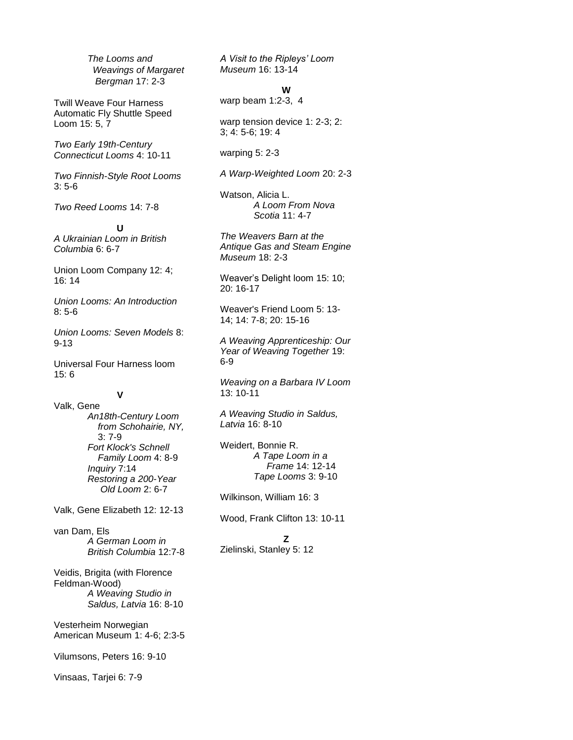*The Looms and Weavings of Margaret Bergman* 17: 2-3

Twill Weave Four Harness Automatic Fly Shuttle Speed Loom 15: 5, 7

*Two Early 19th-Century Connecticut Looms* 4: 10-11

*Two Finnish-Style Root Looms* 3: 5-6

*Two Reed Looms* 14: 7-8

**U**

*A Ukrainian Loom in British Columbia* 6: 6-7

Union Loom Company 12: 4; 16: 14

*Union Looms: An Introduction* 8: 5-6

*Union Looms: Seven Models* 8: 9-13

Universal Four Harness loom 15: 6

**V**

Valk, Gene
- *An18th-Century Loom from Schohairie, NY,* 3: 7-9
- *Fort Klock's Schnell Family Loom* 4: 8-9
- *Inquiry* 7:14
- *Restoring a 200-Year Old Loom* 2: 6-7

Valk, Gene Elizabeth 12: 12-13

van Dam, Els
- *A German Loom in British Columbia* 12:7-8

Veidis, Brigita (with Florence Feldman-Wood)
- *A Weaving Studio in Saldus, Latvia* 16: 8-10

Vesterheim Norwegian American Museum 1: 4-6; 2:3-5

Vilumsons, Peters 16: 9-10

Vinsaas, Tarjei 6: 7-9

*A Visit to the Ripleys' Loom Museum* 16: 13-14

**W**

warp beam 1:2-3, 4

warp tension device 1: 2-3; 2: 3; 4: 5-6; 19: 4

warping 5: 2-3

*A Warp-Weighted Loom* 20: 2-3

Watson, Alicia L.
- *A Loom From Nova Scotia* 11: 4-7

*The Weavers Barn at the Antique Gas and Steam Engine Museum* 18: 2-3

Weaver's Delight loom 15: 10; 20: 16-17

Weaver's Friend Loom 5: 13-14; 14: 7-8; 20: 15-16

*A Weaving Apprenticeship: Our Year of Weaving Together* 19: 6-9

*Weaving on a Barbara IV Loom* 13: 10-11

*A Weaving Studio in Saldus, Latvia* 16: 8-10

Weidert, Bonnie R.
- *A Tape Loom in a Frame* 14: 12-14
- *Tape Looms* 3: 9-10

Wilkinson, William 16: 3

Wood, Frank Clifton 13: 10-11

**Z**

Zielinski, Stanley 5: 12